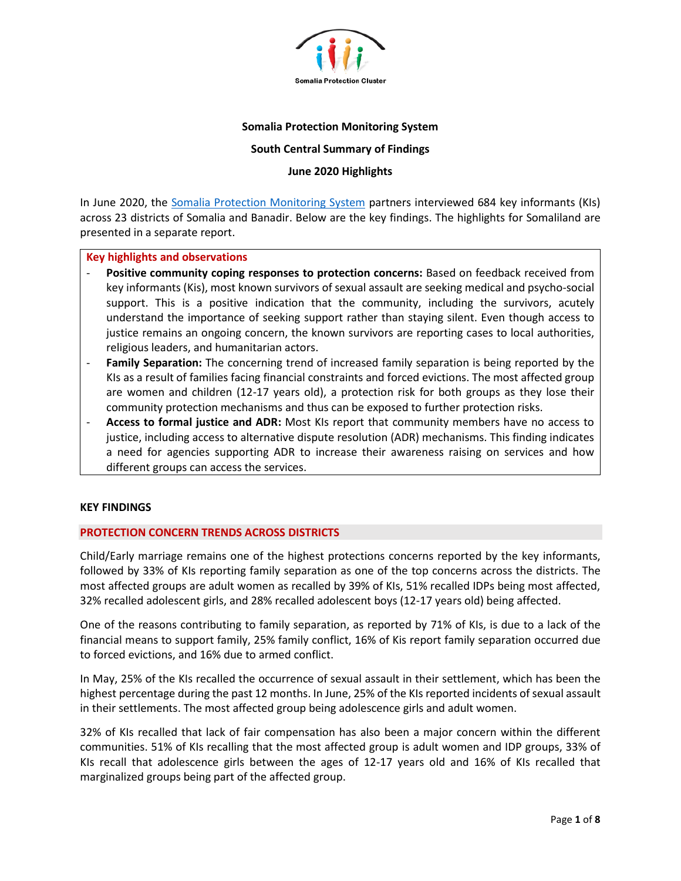Somalia Protection Cluster

**Somalia Protection Monitoring System**

**South Central Summary of Findings**

**June 2020 Highlights**

In June 2020, the Somalia Protection Monitoring System partners interviewed 684 key informants (KIs) across 23 districts of Somalia and Banadir. Below are the key findings. The highlights for Somaliland are presented in a separate report.

**Key highlights and observations**

- **Positive community coping responses to protection concerns:** Based on feedback received from key informants (Kis), most known survivors of sexual assault are seeking medical and psycho-social support. This is a positive indication that the community, including the survivors, acutely understand the importance of seeking support rather than staying silent. Even though access to justice remains an ongoing concern, the known survivors are reporting cases to local authorities, religious leaders, and humanitarian actors.
- **Family Separation:** The concerning trend of increased family separation is being reported by the KIs as a result of families facing financial constraints and forced evictions. The most affected group are women and children (12-17 years old), a protection risk for both groups as they lose their community protection mechanisms and thus can be exposed to further protection risks.
- **Access to formal justice and ADR:** Most KIs report that community members have no access to justice, including access to alternative dispute resolution (ADR) mechanisms. This finding indicates a need for agencies supporting ADR to increase their awareness raising on services and how different groups can access the services.

## KEY FINDINGS

### PROTECTION CONCERN TRENDS ACROSS DISTRICTS

Child/Early marriage remains one of the highest protections concerns reported by the key informants, followed by 33% of KIs reporting family separation as one of the top concerns across the districts. The most affected groups are adult women as recalled by 39% of KIs, 51% recalled IDPs being most affected, 32% recalled adolescent girls, and 28% recalled adolescent boys (12-17 years old) being affected.

One of the reasons contributing to family separation, as reported by 71% of KIs, is due to a lack of the financial means to support family, 25% family conflict, 16% of Kis report family separation occurred due to forced evictions, and 16% due to armed conflict.

In May, 25% of the KIs recalled the occurrence of sexual assault in their settlement, which has been the highest percentage during the past 12 months. In June, 25% of the KIs reported incidents of sexual assault in their settlements. The most affected group being adolescence girls and adult women.

32% of KIs recalled that lack of fair compensation has also been a major concern within the different communities. 51% of KIs recalling that the most affected group is adult women and IDP groups, 33% of KIs recall that adolescence girls between the ages of 12-17 years old and 16% of KIs recalled that marginalized groups being part of the affected group.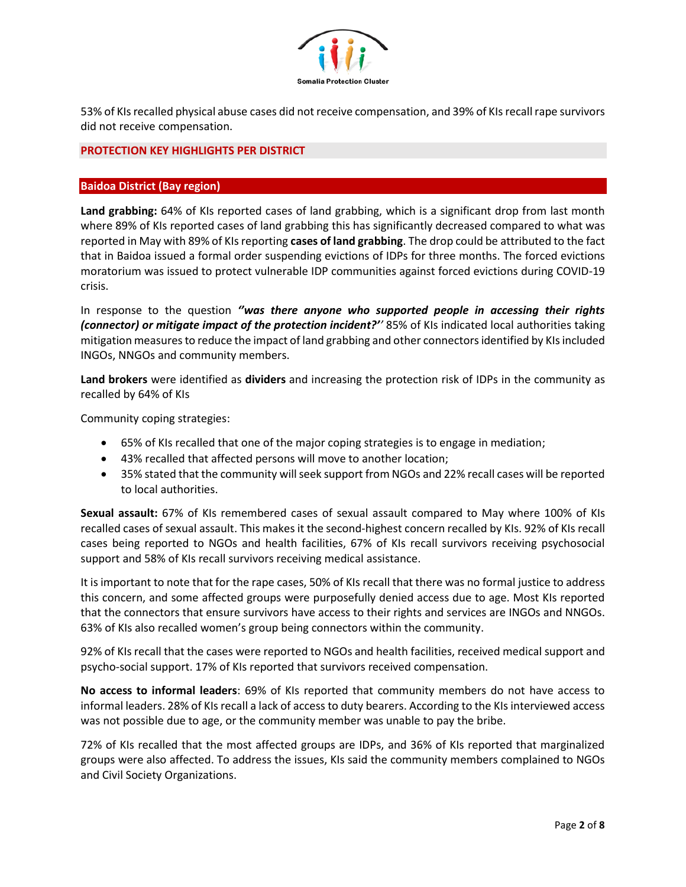53% of KIs recalled physical abuse cases did not receive compensation, and 39% of KIs recall rape survivors did not receive compensation.

## PROTECTION KEY HIGHLIGHTS PER DISTRICT

### Baidoa District (Bay region)

**Land grabbing:** 64% of KIs reported cases of land grabbing, which is a significant drop from last month where 89% of KIs reported cases of land grabbing this has significantly decreased compared to what was reported in May with 89% of KIs reporting **cases of land grabbing**. The drop could be attributed to the fact that in Baidoa issued a formal order suspending evictions of IDPs for three months. The forced evictions moratorium was issued to protect vulnerable IDP communities against forced evictions during COVID-19 crisis.

In response to the question ***''was there anyone who supported people in accessing their rights (connector) or mitigate impact of the protection incident?''*** 85% of KIs indicated local authorities taking mitigation measures to reduce the impact of land grabbing and other connectors identified by KIs included INGOs, NNGOs and community members.

**Land brokers** were identified as **dividers** and increasing the protection risk of IDPs in the community as recalled by 64% of KIs

Community coping strategies:

- 65% of KIs recalled that one of the major coping strategies is to engage in mediation;
- 43% recalled that affected persons will move to another location;
- 35% stated that the community will seek support from NGOs and 22% recall cases will be reported to local authorities.

**Sexual assault:** 67% of KIs remembered cases of sexual assault compared to May where 100% of KIs recalled cases of sexual assault. This makes it the second-highest concern recalled by KIs. 92% of KIs recall cases being reported to NGOs and health facilities, 67% of KIs recall survivors receiving psychosocial support and 58% of KIs recall survivors receiving medical assistance.

It is important to note that for the rape cases, 50% of KIs recall that there was no formal justice to address this concern, and some affected groups were purposefully denied access due to age. Most KIs reported that the connectors that ensure survivors have access to their rights and services are INGOs and NNGOs. 63% of KIs also recalled women's group being connectors within the community.

92% of KIs recall that the cases were reported to NGOs and health facilities, received medical support and psycho-social support. 17% of KIs reported that survivors received compensation.

**No access to informal leaders**: 69% of KIs reported that community members do not have access to informal leaders. 28% of KIs recall a lack of access to duty bearers. According to the KIs interviewed access was not possible due to age, or the community member was unable to pay the bribe.

72% of KIs recalled that the most affected groups are IDPs, and 36% of KIs reported that marginalized groups were also affected. To address the issues, KIs said the community members complained to NGOs and Civil Society Organizations.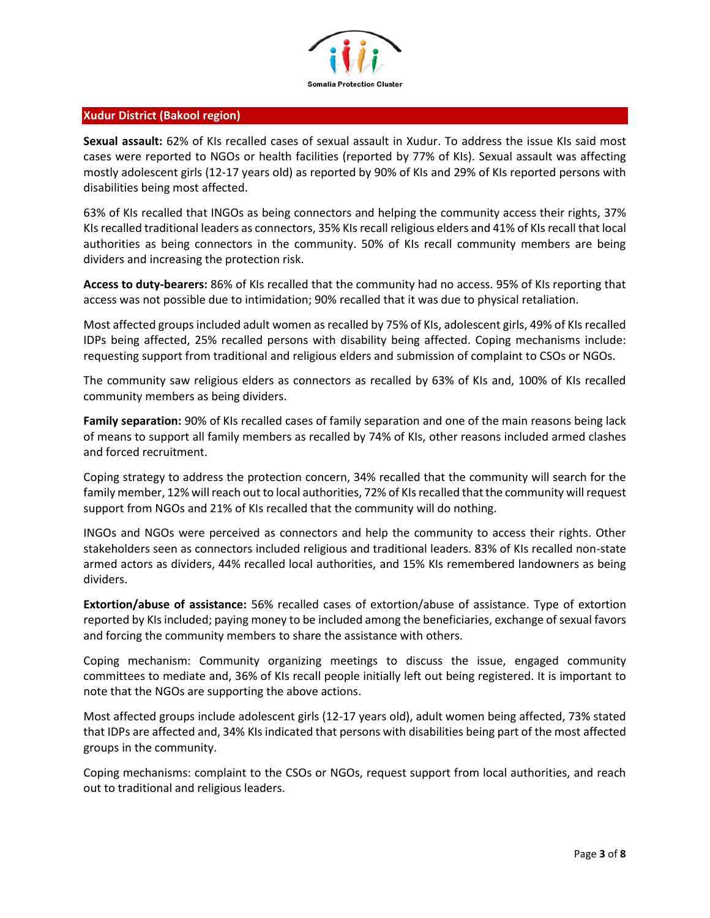## Xudur District (Bakool region)

**Sexual assault:** 62% of KIs recalled cases of sexual assault in Xudur. To address the issue KIs said most cases were reported to NGOs or health facilities (reported by 77% of KIs). Sexual assault was affecting mostly adolescent girls (12-17 years old) as reported by 90% of KIs and 29% of KIs reported persons with disabilities being most affected.

63% of KIs recalled that INGOs as being connectors and helping the community access their rights, 37% KIs recalled traditional leaders as connectors, 35% KIs recall religious elders and 41% of KIs recall that local authorities as being connectors in the community. 50% of KIs recall community members are being dividers and increasing the protection risk.

**Access to duty-bearers:** 86% of KIs recalled that the community had no access. 95% of KIs reporting that access was not possible due to intimidation; 90% recalled that it was due to physical retaliation.

Most affected groups included adult women as recalled by 75% of KIs, adolescent girls, 49% of KIs recalled IDPs being affected, 25% recalled persons with disability being affected. Coping mechanisms include: requesting support from traditional and religious elders and submission of complaint to CSOs or NGOs.

The community saw religious elders as connectors as recalled by 63% of KIs and, 100% of KIs recalled community members as being dividers.

**Family separation:** 90% of KIs recalled cases of family separation and one of the main reasons being lack of means to support all family members as recalled by 74% of KIs, other reasons included armed clashes and forced recruitment.

Coping strategy to address the protection concern, 34% recalled that the community will search for the family member, 12% will reach out to local authorities, 72% of KIs recalled that the community will request support from NGOs and 21% of KIs recalled that the community will do nothing.

INGOs and NGOs were perceived as connectors and help the community to access their rights. Other stakeholders seen as connectors included religious and traditional leaders. 83% of KIs recalled non-state armed actors as dividers, 44% recalled local authorities, and 15% KIs remembered landowners as being dividers.

**Extortion/abuse of assistance:** 56% recalled cases of extortion/abuse of assistance. Type of extortion reported by KIs included; paying money to be included among the beneficiaries, exchange of sexual favors and forcing the community members to share the assistance with others.

Coping mechanism: Community organizing meetings to discuss the issue, engaged community committees to mediate and, 36% of KIs recall people initially left out being registered. It is important to note that the NGOs are supporting the above actions.

Most affected groups include adolescent girls (12-17 years old), adult women being affected, 73% stated that IDPs are affected and, 34% KIs indicated that persons with disabilities being part of the most affected groups in the community.

Coping mechanisms: complaint to the CSOs or NGOs, request support from local authorities, and reach out to traditional and religious leaders.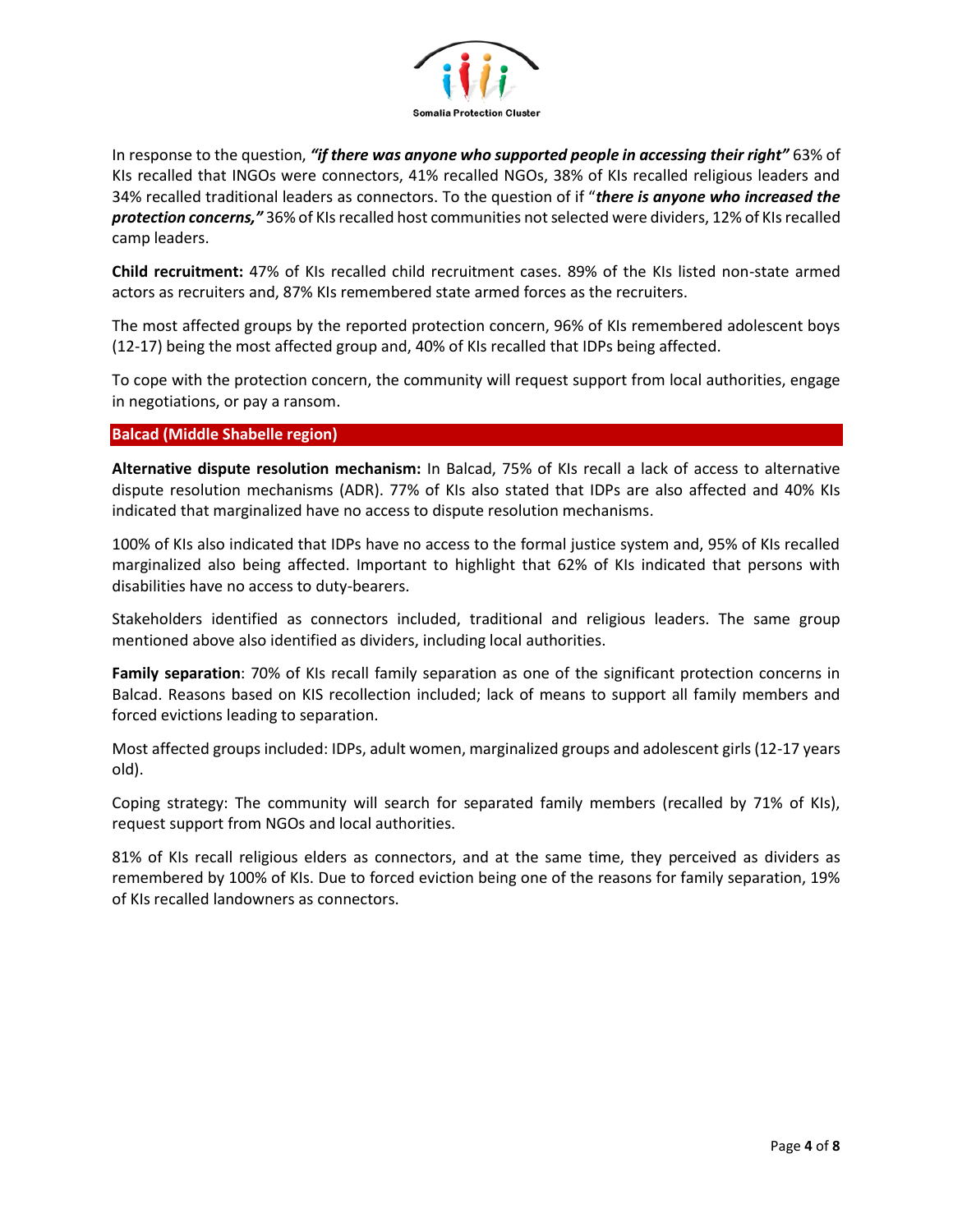In response to the question, ***"if there was anyone who supported people in accessing their right"*** 63% of KIs recalled that INGOs were connectors, 41% recalled NGOs, 38% of KIs recalled religious leaders and 34% recalled traditional leaders as connectors. To the question of if "***there is anyone who increased the protection concerns,"*** 36% of KIs recalled host communities not selected were dividers, 12% of KIs recalled camp leaders.

**Child recruitment:** 47% of KIs recalled child recruitment cases. 89% of the KIs listed non-state armed actors as recruiters and, 87% KIs remembered state armed forces as the recruiters.

The most affected groups by the reported protection concern, 96% of KIs remembered adolescent boys (12-17) being the most affected group and, 40% of KIs recalled that IDPs being affected.

To cope with the protection concern, the community will request support from local authorities, engage in negotiations, or pay a ransom.

## Balcad (Middle Shabelle region)

**Alternative dispute resolution mechanism:** In Balcad, 75% of KIs recall a lack of access to alternative dispute resolution mechanisms (ADR). 77% of KIs also stated that IDPs are also affected and 40% KIs indicated that marginalized have no access to dispute resolution mechanisms.

100% of KIs also indicated that IDPs have no access to the formal justice system and, 95% of KIs recalled marginalized also being affected. Important to highlight that 62% of KIs indicated that persons with disabilities have no access to duty-bearers.

Stakeholders identified as connectors included, traditional and religious leaders. The same group mentioned above also identified as dividers, including local authorities.

**Family separation**: 70% of KIs recall family separation as one of the significant protection concerns in Balcad. Reasons based on KIS recollection included; lack of means to support all family members and forced evictions leading to separation.

Most affected groups included: IDPs, adult women, marginalized groups and adolescent girls (12-17 years old).

Coping strategy: The community will search for separated family members (recalled by 71% of KIs), request support from NGOs and local authorities.

81% of KIs recall religious elders as connectors, and at the same time, they perceived as dividers as remembered by 100% of KIs. Due to forced eviction being one of the reasons for family separation, 19% of KIs recalled landowners as connectors.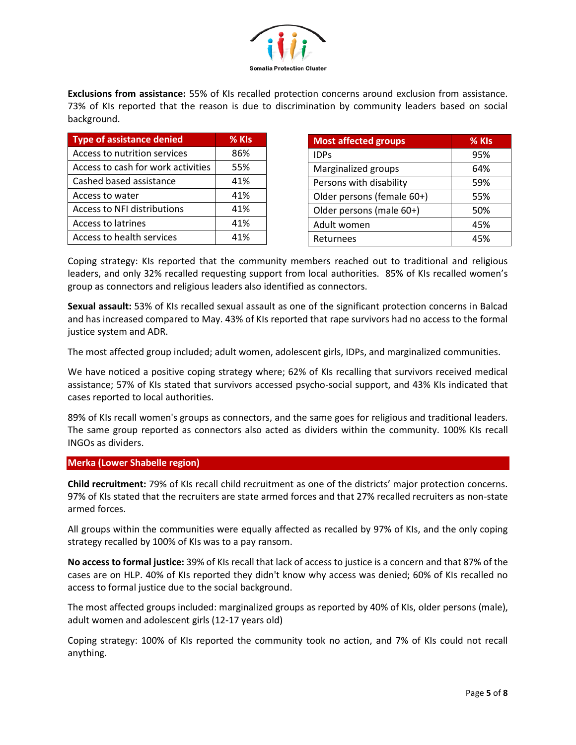**Exclusions from assistance:** 55% of KIs recalled protection concerns around exclusion from assistance. 73% of KIs reported that the reason is due to discrimination by community leaders based on social background.

| Type of assistance denied | % KIs |
|---|---|
| Access to nutrition services | 86% |
| Access to cash for work activities | 55% |
| Cashed based assistance | 41% |
| Access to water | 41% |
| Access to NFI distributions | 41% |
| Access to latrines | 41% |
| Access to health services | 41% |

| Most affected groups | % KIs |
|---|---|
| IDPs | 95% |
| Marginalized groups | 64% |
| Persons with disability | 59% |
| Older persons (female 60+) | 55% |
| Older persons (male 60+) | 50% |
| Adult women | 45% |
| Returnees | 45% |

Coping strategy: KIs reported that the community members reached out to traditional and religious leaders, and only 32% recalled requesting support from local authorities. 85% of KIs recalled women's group as connectors and religious leaders also identified as connectors.

**Sexual assault:** 53% of KIs recalled sexual assault as one of the significant protection concerns in Balcad and has increased compared to May. 43% of KIs reported that rape survivors had no access to the formal justice system and ADR.

The most affected group included; adult women, adolescent girls, IDPs, and marginalized communities.

We have noticed a positive coping strategy where; 62% of KIs recalling that survivors received medical assistance; 57% of KIs stated that survivors accessed psycho-social support, and 43% KIs indicated that cases reported to local authorities.

89% of KIs recall women's groups as connectors, and the same goes for religious and traditional leaders. The same group reported as connectors also acted as dividers within the community. 100% KIs recall INGOs as dividers.

## Merka (Lower Shabelle region)

**Child recruitment:** 79% of KIs recall child recruitment as one of the districts' major protection concerns. 97% of KIs stated that the recruiters are state armed forces and that 27% recalled recruiters as non-state armed forces.

All groups within the communities were equally affected as recalled by 97% of KIs, and the only coping strategy recalled by 100% of KIs was to a pay ransom.

**No access to formal justice:** 39% of KIs recall that lack of access to justice is a concern and that 87% of the cases are on HLP. 40% of KIs reported they didn't know why access was denied; 60% of KIs recalled no access to formal justice due to the social background.

The most affected groups included: marginalized groups as reported by 40% of KIs, older persons (male), adult women and adolescent girls (12-17 years old)

Coping strategy: 100% of KIs reported the community took no action, and 7% of KIs could not recall anything.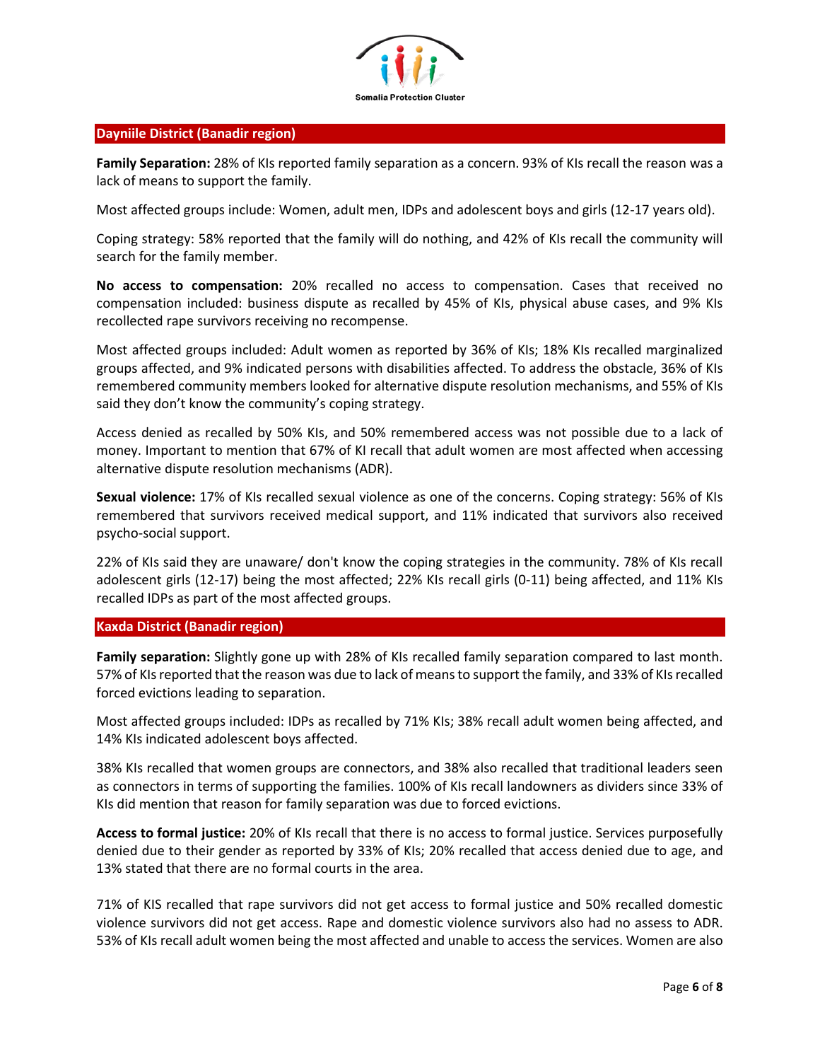## Dayniile District (Banadir region)

**Family Separation:** 28% of KIs reported family separation as a concern. 93% of KIs recall the reason was a lack of means to support the family.

Most affected groups include: Women, adult men, IDPs and adolescent boys and girls (12-17 years old).

Coping strategy: 58% reported that the family will do nothing, and 42% of KIs recall the community will search for the family member.

**No access to compensation:** 20% recalled no access to compensation. Cases that received no compensation included: business dispute as recalled by 45% of KIs, physical abuse cases, and 9% KIs recollected rape survivors receiving no recompense.

Most affected groups included: Adult women as reported by 36% of KIs; 18% KIs recalled marginalized groups affected, and 9% indicated persons with disabilities affected. To address the obstacle, 36% of KIs remembered community members looked for alternative dispute resolution mechanisms, and 55% of KIs said they don't know the community's coping strategy.

Access denied as recalled by 50% KIs, and 50% remembered access was not possible due to a lack of money. Important to mention that 67% of KI recall that adult women are most affected when accessing alternative dispute resolution mechanisms (ADR).

**Sexual violence:** 17% of KIs recalled sexual violence as one of the concerns. Coping strategy: 56% of KIs remembered that survivors received medical support, and 11% indicated that survivors also received psycho-social support.

22% of KIs said they are unaware/ don't know the coping strategies in the community. 78% of KIs recall adolescent girls (12-17) being the most affected; 22% KIs recall girls (0-11) being affected, and 11% KIs recalled IDPs as part of the most affected groups.

## Kaxda District (Banadir region)

**Family separation:** Slightly gone up with 28% of KIs recalled family separation compared to last month. 57% of KIs reported that the reason was due to lack of means to support the family, and 33% of KIs recalled forced evictions leading to separation.

Most affected groups included: IDPs as recalled by 71% KIs; 38% recall adult women being affected, and 14% KIs indicated adolescent boys affected.

38% KIs recalled that women groups are connectors, and 38% also recalled that traditional leaders seen as connectors in terms of supporting the families. 100% of KIs recall landowners as dividers since 33% of KIs did mention that reason for family separation was due to forced evictions.

**Access to formal justice:** 20% of KIs recall that there is no access to formal justice. Services purposefully denied due to their gender as reported by 33% of KIs; 20% recalled that access denied due to age, and 13% stated that there are no formal courts in the area.

71% of KIS recalled that rape survivors did not get access to formal justice and 50% recalled domestic violence survivors did not get access. Rape and domestic violence survivors also had no assess to ADR. 53% of KIs recall adult women being the most affected and unable to access the services. Women are also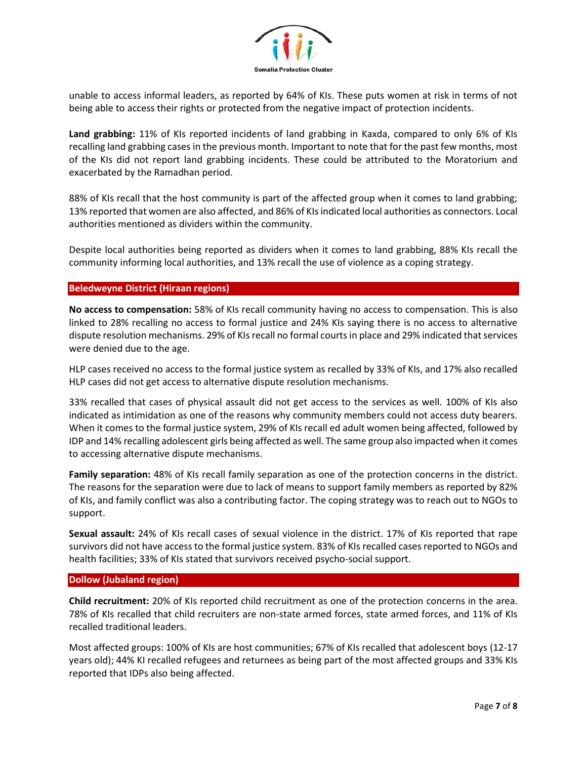unable to access informal leaders, as reported by 64% of KIs. These puts women at risk in terms of not being able to access their rights or protected from the negative impact of protection incidents.

**Land grabbing:** 11% of KIs reported incidents of land grabbing in Kaxda, compared to only 6% of KIs recalling land grabbing cases in the previous month. Important to note that for the past few months, most of the KIs did not report land grabbing incidents. These could be attributed to the Moratorium and exacerbated by the Ramadhan period.

88% of KIs recall that the host community is part of the affected group when it comes to land grabbing; 13% reported that women are also affected, and 86% of KIs indicated local authorities as connectors. Local authorities mentioned as dividers within the community.

Despite local authorities being reported as dividers when it comes to land grabbing, 88% KIs recall the community informing local authorities, and 13% recall the use of violence as a coping strategy.

## Beledweyne District (Hiraan regions)

**No access to compensation:** 58% of KIs recall community having no access to compensation. This is also linked to 28% recalling no access to formal justice and 24% KIs saying there is no access to alternative dispute resolution mechanisms. 29% of KIs recall no formal courts in place and 29% indicated that services were denied due to the age.

HLP cases received no access to the formal justice system as recalled by 33% of KIs, and 17% also recalled HLP cases did not get access to alternative dispute resolution mechanisms.

33% recalled that cases of physical assault did not get access to the services as well. 100% of KIs also indicated as intimidation as one of the reasons why community members could not access duty bearers. When it comes to the formal justice system, 29% of KIs recall ed adult women being affected, followed by IDP and 14% recalling adolescent girls being affected as well. The same group also impacted when it comes to accessing alternative dispute mechanisms.

**Family separation:** 48% of KIs recall family separation as one of the protection concerns in the district. The reasons for the separation were due to lack of means to support family members as reported by 82% of KIs, and family conflict was also a contributing factor. The coping strategy was to reach out to NGOs to support.

**Sexual assault:** 24% of KIs recall cases of sexual violence in the district. 17% of KIs reported that rape survivors did not have access to the formal justice system. 83% of KIs recalled cases reported to NGOs and health facilities; 33% of KIs stated that survivors received psycho-social support.

## Dollow (Jubaland region)

**Child recruitment:** 20% of KIs reported child recruitment as one of the protection concerns in the area. 78% of KIs recalled that child recruiters are non-state armed forces, state armed forces, and 11% of KIs recalled traditional leaders.

Most affected groups: 100% of KIs are host communities; 67% of KIs recalled that adolescent boys (12-17 years old); 44% KI recalled refugees and returnees as being part of the most affected groups and 33% KIs reported that IDPs also being affected.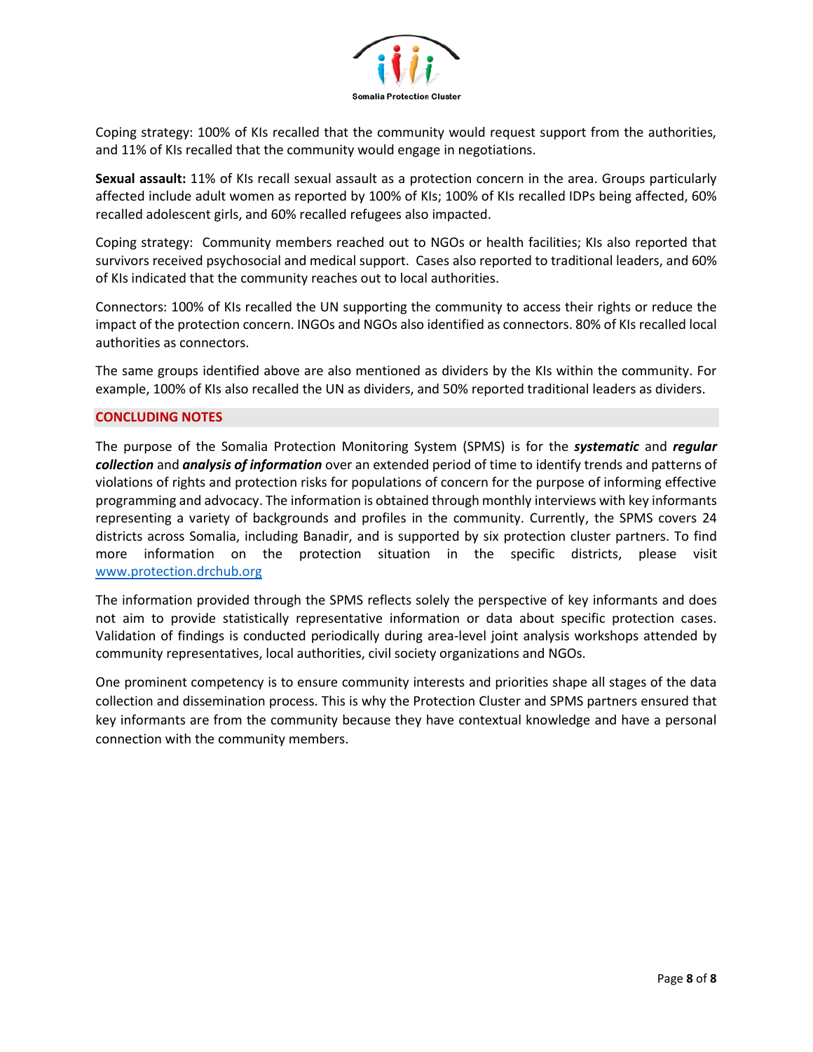Coping strategy: 100% of KIs recalled that the community would request support from the authorities, and 11% of KIs recalled that the community would engage in negotiations.

**Sexual assault:** 11% of KIs recall sexual assault as a protection concern in the area. Groups particularly affected include adult women as reported by 100% of KIs; 100% of KIs recalled IDPs being affected, 60% recalled adolescent girls, and 60% recalled refugees also impacted.

Coping strategy: Community members reached out to NGOs or health facilities; KIs also reported that survivors received psychosocial and medical support. Cases also reported to traditional leaders, and 60% of KIs indicated that the community reaches out to local authorities.

Connectors: 100% of KIs recalled the UN supporting the community to access their rights or reduce the impact of the protection concern. INGOs and NGOs also identified as connectors. 80% of KIs recalled local authorities as connectors.

The same groups identified above are also mentioned as dividers by the KIs within the community. For example, 100% of KIs also recalled the UN as dividers, and 50% reported traditional leaders as dividers.

## CONCLUDING NOTES

The purpose of the Somalia Protection Monitoring System (SPMS) is for the ***systematic*** and ***regular collection*** and ***analysis of information*** over an extended period of time to identify trends and patterns of violations of rights and protection risks for populations of concern for the purpose of informing effective programming and advocacy. The information is obtained through monthly interviews with key informants representing a variety of backgrounds and profiles in the community. Currently, the SPMS covers 24 districts across Somalia, including Banadir, and is supported by six protection cluster partners. To find more information on the protection situation in the specific districts, please visit www.protection.drchub.org

The information provided through the SPMS reflects solely the perspective of key informants and does not aim to provide statistically representative information or data about specific protection cases. Validation of findings is conducted periodically during area-level joint analysis workshops attended by community representatives, local authorities, civil society organizations and NGOs.

One prominent competency is to ensure community interests and priorities shape all stages of the data collection and dissemination process. This is why the Protection Cluster and SPMS partners ensured that key informants are from the community because they have contextual knowledge and have a personal connection with the community members.